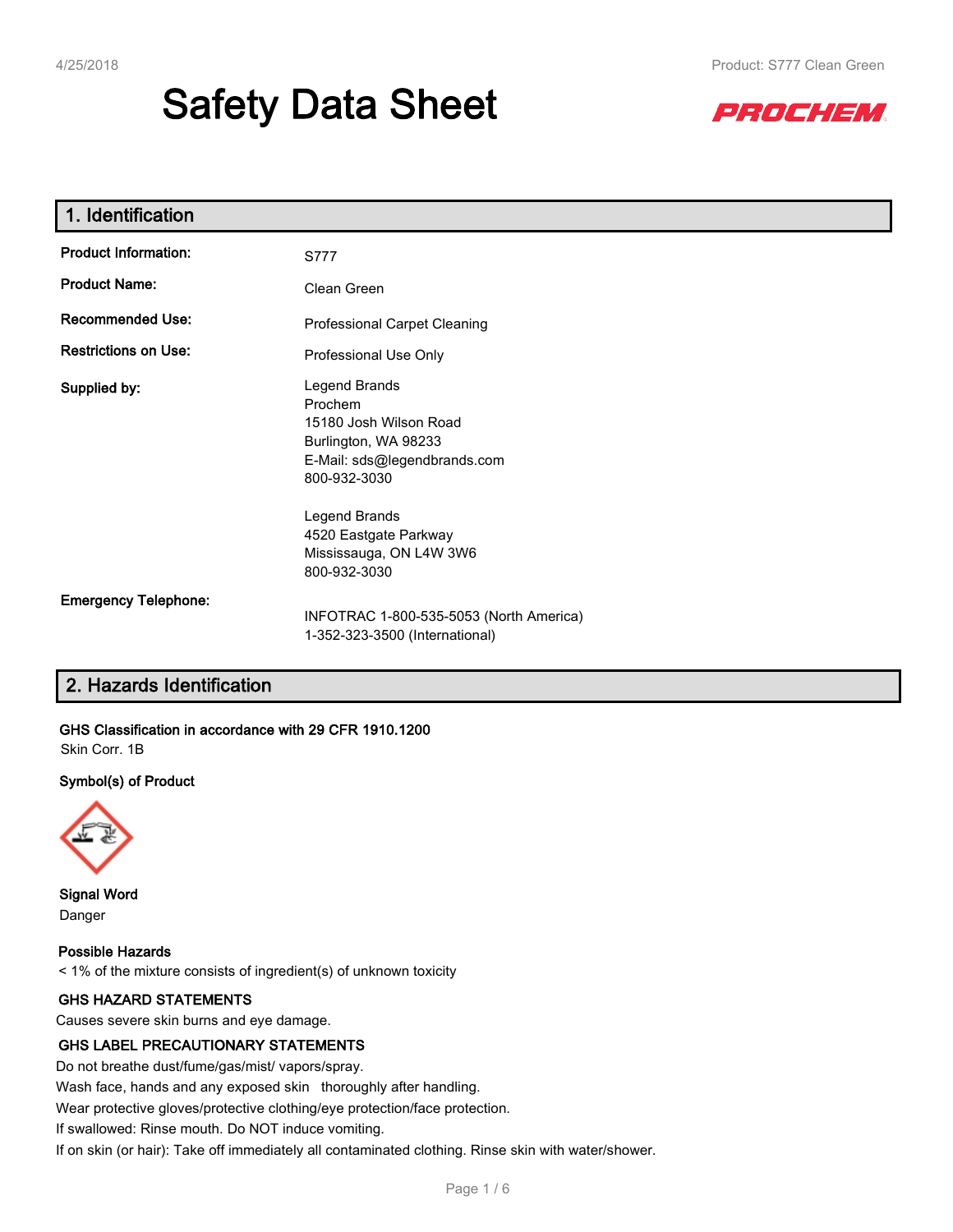# Safety Data Sheet

PROCHEM

## 1. Identification

| | |
|---|---|
| **Product Information:** | S777 |
| **Product Name:** | Clean Green |
| **Recommended Use:** | Professional Carpet Cleaning |
| **Restrictions on Use:** | Professional Use Only |
| **Supplied by:** | Legend Brands<br>Prochem<br>15180 Josh Wilson Road<br>Burlington, WA 98233<br>E-Mail: sds@legendbrands.com<br>800-932-3030<br><br>Legend Brands<br>4520 Eastgate Parkway<br>Mississauga, ON L4W 3W6<br>800-932-3030 |
| **Emergency Telephone:** | INFOTRAC 1-800-535-5053 (North America)<br>1-352-323-3500 (International) |

## 2. Hazards Identification

**GHS Classification in accordance with 29 CFR 1910.1200**

Skin Corr. 1B

**Symbol(s) of Product**

**Signal Word**

Danger

**Possible Hazards**

< 1% of the mixture consists of ingredient(s) of unknown toxicity

**GHS HAZARD STATEMENTS**

Causes severe skin burns and eye damage.

**GHS LABEL PRECAUTIONARY STATEMENTS**

Do not breathe dust/fume/gas/mist/ vapors/spray.

Wash face, hands and any exposed skin thoroughly after handling.

Wear protective gloves/protective clothing/eye protection/face protection.

If swallowed: Rinse mouth. Do NOT induce vomiting.

If on skin (or hair): Take off immediately all contaminated clothing. Rinse skin with water/shower.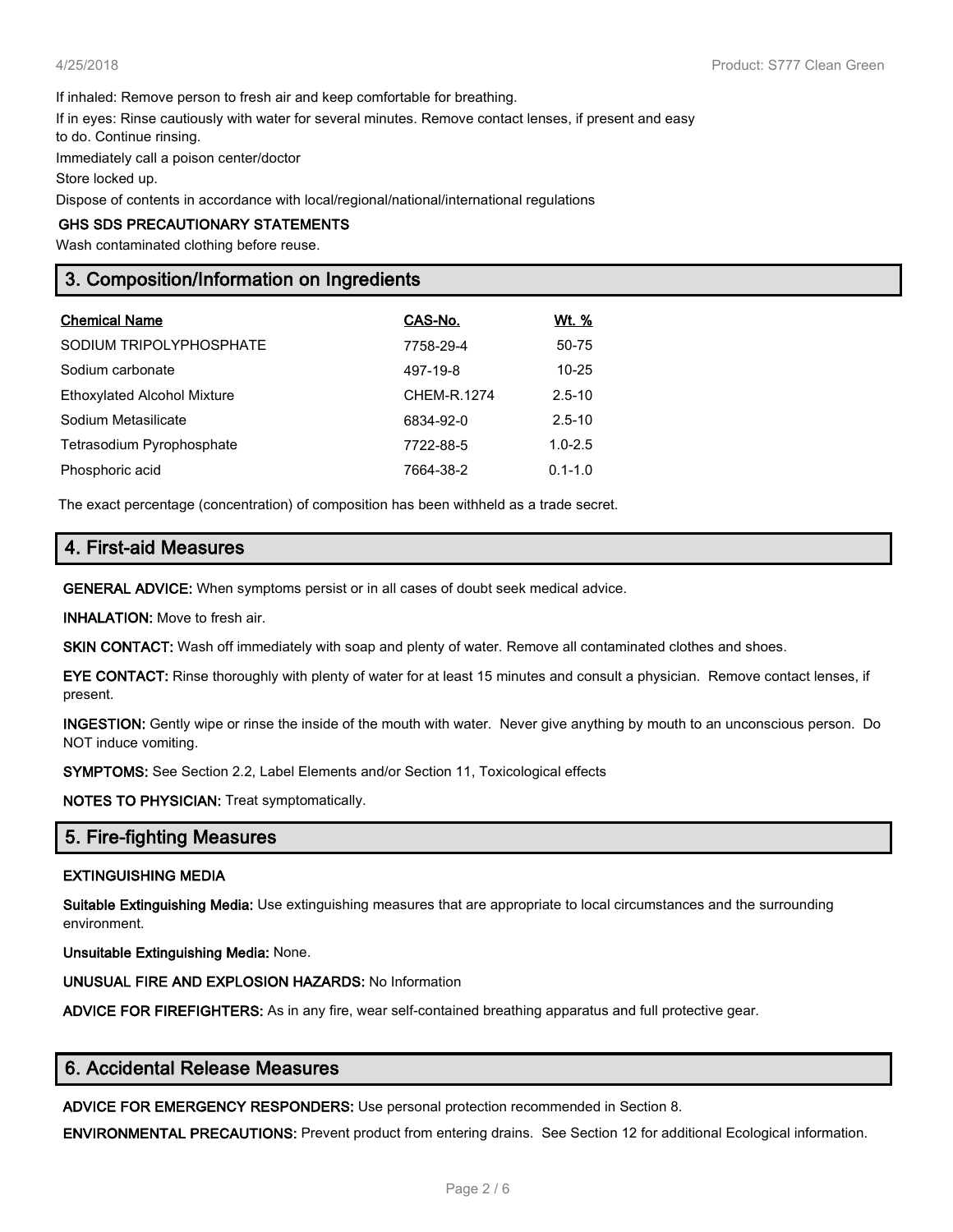If inhaled: Remove person to fresh air and keep comfortable for breathing.

If in eyes: Rinse cautiously with water for several minutes. Remove contact lenses, if present and easy to do. Continue rinsing.

Immediately call a poison center/doctor

Store locked up.

Dispose of contents in accordance with local/regional/national/international regulations

**GHS SDS PRECAUTIONARY STATEMENTS**

Wash contaminated clothing before reuse.

## 3. Composition/Information on Ingredients

| Chemical Name | CAS-No. | Wt. % |
|---|---|---|
| SODIUM TRIPOLYPHOSPHATE | 7758-29-4 | 50-75 |
| Sodium carbonate | 497-19-8 | 10-25 |
| Ethoxylated Alcohol Mixture | CHEM-R.1274 | 2.5-10 |
| Sodium Metasilicate | 6834-92-0 | 2.5-10 |
| Tetrasodium Pyrophosphate | 7722-88-5 | 1.0-2.5 |
| Phosphoric acid | 7664-38-2 | 0.1-1.0 |

The exact percentage (concentration) of composition has been withheld as a trade secret.

## 4. First-aid Measures

**GENERAL ADVICE:** When symptoms persist or in all cases of doubt seek medical advice.

**INHALATION:** Move to fresh air.

**SKIN CONTACT:** Wash off immediately with soap and plenty of water. Remove all contaminated clothes and shoes.

**EYE CONTACT:** Rinse thoroughly with plenty of water for at least 15 minutes and consult a physician. Remove contact lenses, if present.

**INGESTION:** Gently wipe or rinse the inside of the mouth with water. Never give anything by mouth to an unconscious person. Do NOT induce vomiting.

**SYMPTOMS:** See Section 2.2, Label Elements and/or Section 11, Toxicological effects

**NOTES TO PHYSICIAN:** Treat symptomatically.

## 5. Fire-fighting Measures

**EXTINGUISHING MEDIA**

**Suitable Extinguishing Media:** Use extinguishing measures that are appropriate to local circumstances and the surrounding environment.

**Unsuitable Extinguishing Media:** None.

**UNUSUAL FIRE AND EXPLOSION HAZARDS:** No Information

**ADVICE FOR FIREFIGHTERS:** As in any fire, wear self-contained breathing apparatus and full protective gear.

## 6. Accidental Release Measures

**ADVICE FOR EMERGENCY RESPONDERS:** Use personal protection recommended in Section 8.

**ENVIRONMENTAL PRECAUTIONS:** Prevent product from entering drains. See Section 12 for additional Ecological information.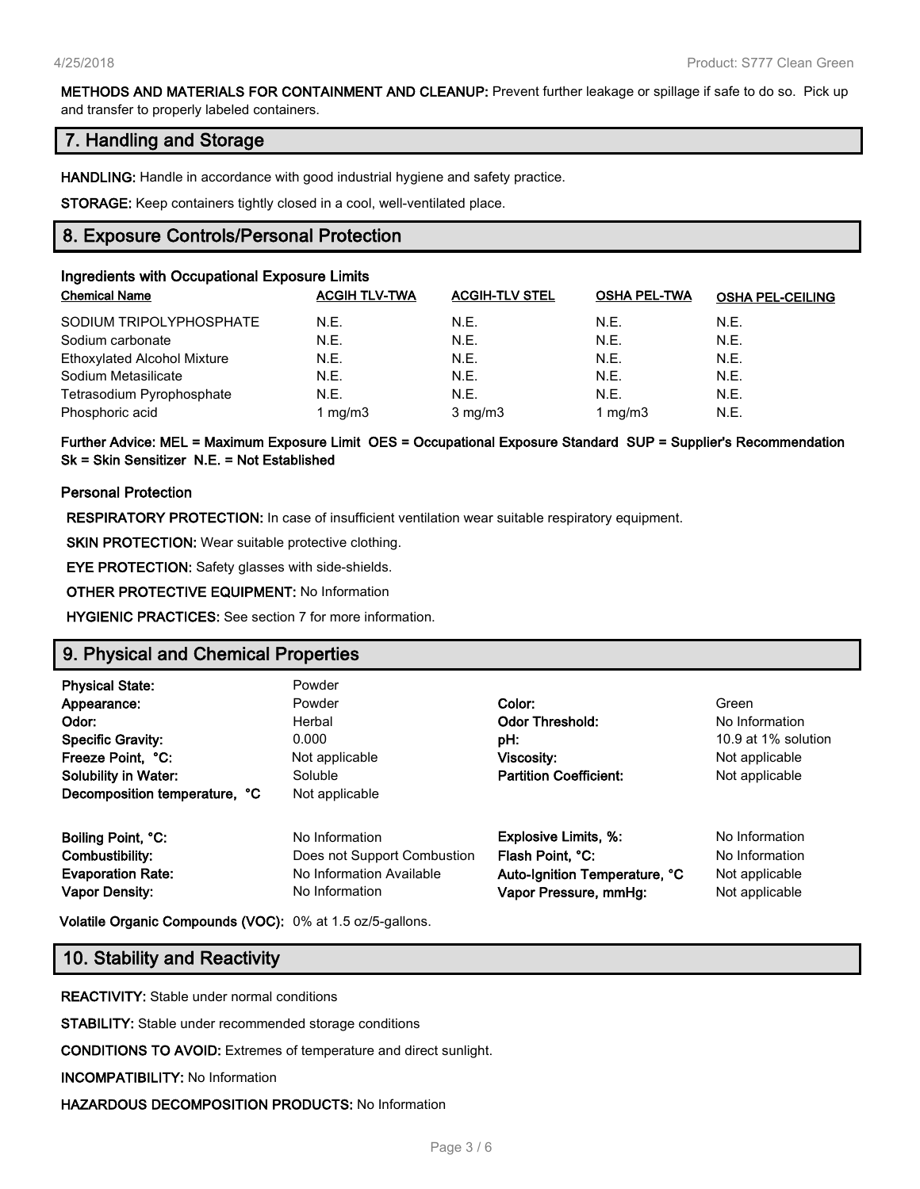**METHODS AND MATERIALS FOR CONTAINMENT AND CLEANUP:** Prevent further leakage or spillage if safe to do so. Pick up and transfer to properly labeled containers.

## 7. Handling and Storage

**HANDLING:** Handle in accordance with good industrial hygiene and safety practice.

**STORAGE:** Keep containers tightly closed in a cool, well-ventilated place.

## 8. Exposure Controls/Personal Protection

### Ingredients with Occupational Exposure Limits

| Chemical Name | ACGIH TLV-TWA | ACGIH-TLV STEL | OSHA PEL-TWA | OSHA PEL-CEILING |
|---|---|---|---|---|
| SODIUM TRIPOLYPHOSPHATE | N.E. | N.E. | N.E. | N.E. |
| Sodium carbonate | N.E. | N.E. | N.E. | N.E. |
| Ethoxylated Alcohol Mixture | N.E. | N.E. | N.E. | N.E. |
| Sodium Metasilicate | N.E. | N.E. | N.E. | N.E. |
| Tetrasodium Pyrophosphate | N.E. | N.E. | N.E. | N.E. |
| Phosphoric acid | 1 mg/m3 | 3 mg/m3 | 1 mg/m3 | N.E. |

**Further Advice: MEL = Maximum Exposure Limit OES = Occupational Exposure Standard SUP = Supplier's Recommendation Sk = Skin Sensitizer N.E. = Not Established**

### Personal Protection

**RESPIRATORY PROTECTION:** In case of insufficient ventilation wear suitable respiratory equipment.

**SKIN PROTECTION:** Wear suitable protective clothing.

**EYE PROTECTION:** Safety glasses with side-shields.

**OTHER PROTECTIVE EQUIPMENT:** No Information

**HYGIENIC PRACTICES:** See section 7 for more information.

## 9. Physical and Chemical Properties

| | | | |
|---|---|---|---|
| **Physical State:** | Powder | | |
| **Appearance:** | Powder | **Color:** | Green |
| **Odor:** | Herbal | **Odor Threshold:** | No Information |
| **Specific Gravity:** | 0.000 | **pH:** | 10.9 at 1% solution |
| **Freeze Point, °C:** | Not applicable | **Viscosity:** | Not applicable |
| **Solubility in Water:** | Soluble | **Partition Coefficient:** | Not applicable |
| **Decomposition temperature, °C** | Not applicable | | |
| **Boiling Point, °C:** | No Information | **Explosive Limits, %:** | No Information |
| **Combustibility:** | Does not Support Combustion | **Flash Point, °C:** | No Information |
| **Evaporation Rate:** | No Information Available | **Auto-Ignition Temperature, °C** | Not applicable |
| **Vapor Density:** | No Information | **Vapor Pressure, mmHg:** | Not applicable |

**Volatile Organic Compounds (VOC):** 0% at 1.5 oz/5-gallons.

## 10. Stability and Reactivity

**REACTIVITY:** Stable under normal conditions

**STABILITY:** Stable under recommended storage conditions

**CONDITIONS TO AVOID:** Extremes of temperature and direct sunlight.

**INCOMPATIBILITY:** No Information

**HAZARDOUS DECOMPOSITION PRODUCTS:** No Information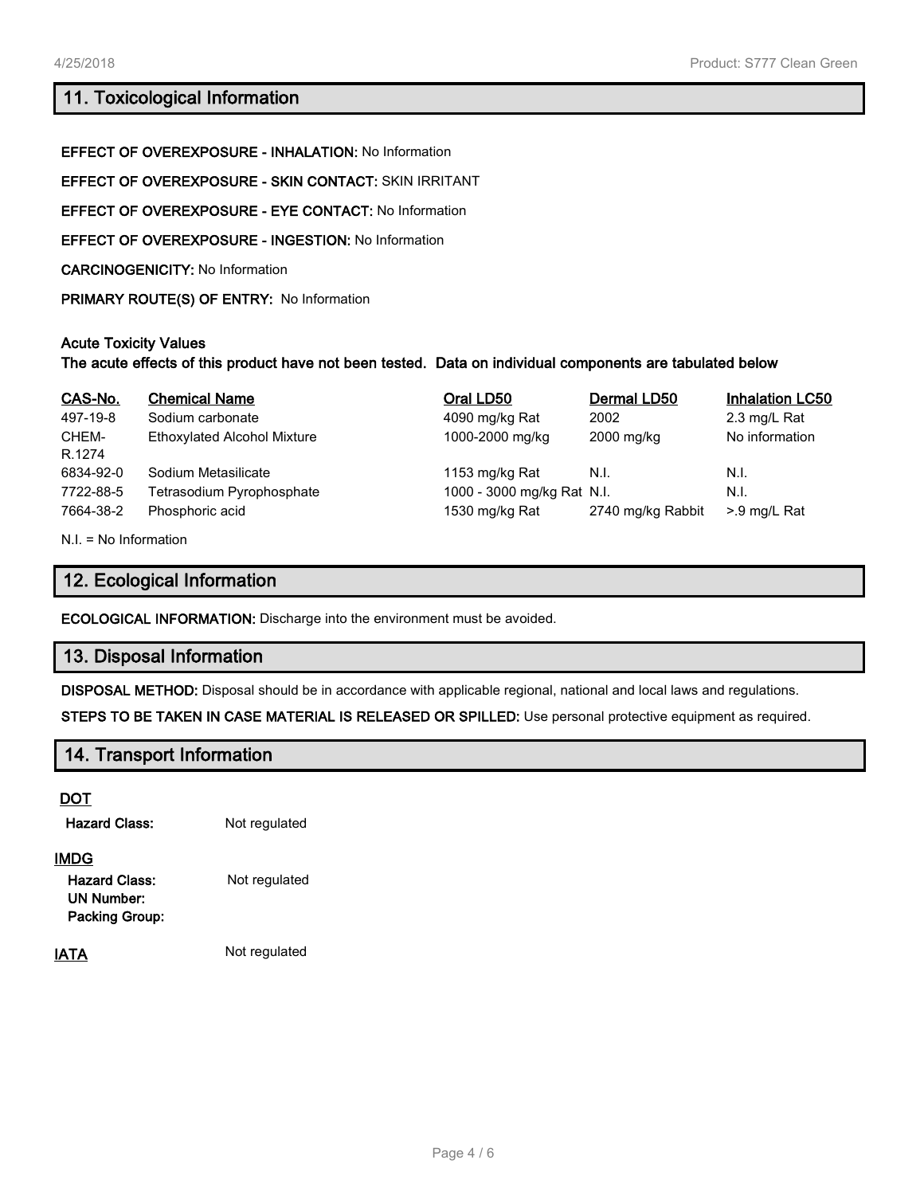## 11. Toxicological Information

**EFFECT OF OVEREXPOSURE - INHALATION:** No Information

**EFFECT OF OVEREXPOSURE - SKIN CONTACT:** SKIN IRRITANT

**EFFECT OF OVEREXPOSURE - EYE CONTACT:** No Information

**EFFECT OF OVEREXPOSURE - INGESTION:** No Information

**CARCINOGENICITY:** No Information

**PRIMARY ROUTE(S) OF ENTRY:** No Information

**Acute Toxicity Values**
**The acute effects of this product have not been tested. Data on individual components are tabulated below**

| CAS-No. | Chemical Name | Oral LD50 | Dermal LD50 | Inhalation LC50 |
|---|---|---|---|---|
| 497-19-8 | Sodium carbonate | 4090 mg/kg Rat | 2002 | 2.3 mg/L Rat |
| CHEM-R.1274 | Ethoxylated Alcohol Mixture | 1000-2000 mg/kg | 2000 mg/kg | No information |
| 6834-92-0 | Sodium Metasilicate | 1153 mg/kg Rat | N.I. | N.I. |
| 7722-88-5 | Tetrasodium Pyrophosphate | 1000 - 3000 mg/kg Rat | N.I. | N.I. |
| 7664-38-2 | Phosphoric acid | 1530 mg/kg Rat | 2740 mg/kg Rabbit | >.9 mg/L Rat |

N.I. = No Information

## 12. Ecological Information

**ECOLOGICAL INFORMATION:** Discharge into the environment must be avoided.

## 13. Disposal Information

**DISPOSAL METHOD:** Disposal should be in accordance with applicable regional, national and local laws and regulations.

**STEPS TO BE TAKEN IN CASE MATERIAL IS RELEASED OR SPILLED:** Use personal protective equipment as required.

## 14. Transport Information

**DOT**

**Hazard Class:** Not regulated

**IMDG**

**Hazard Class:** Not regulated
**UN Number:**
**Packing Group:**

**IATA** Not regulated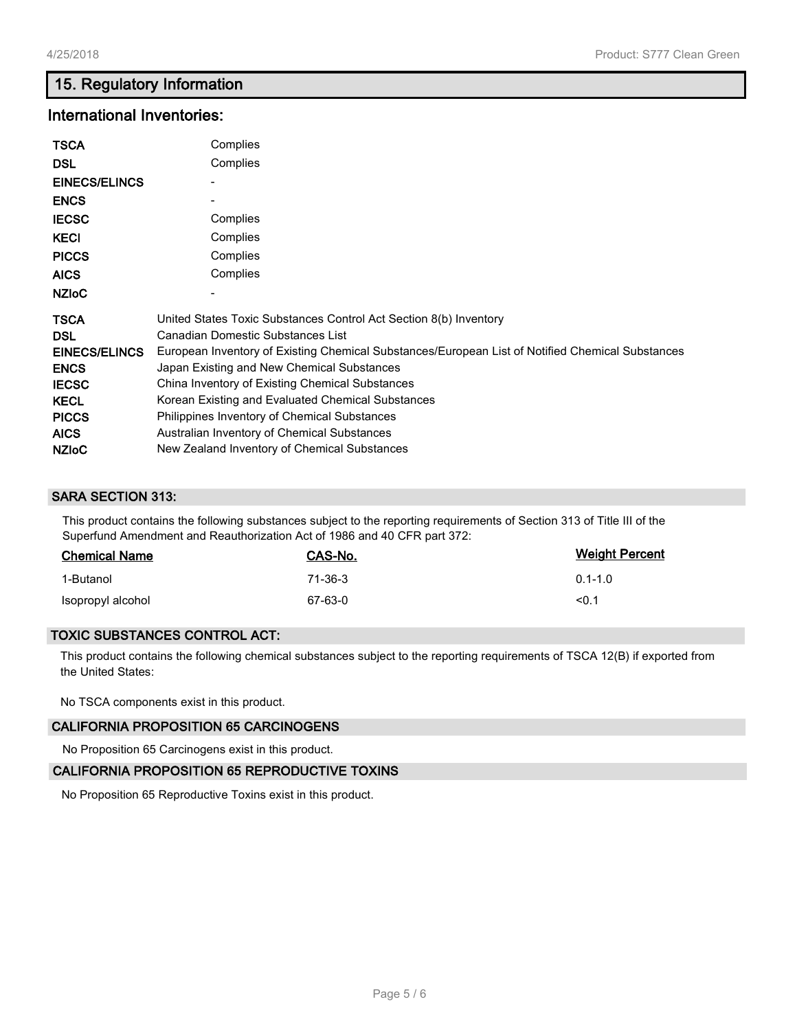## 15. Regulatory Information

### International Inventories:

| | |
|---|---|
| **TSCA** | Complies |
| **DSL** | Complies |
| **EINECS/ELINCS** | - |
| **ENCS** | - |
| **IECSC** | Complies |
| **KECI** | Complies |
| **PICCS** | Complies |
| **AICS** | Complies |
| **NZIoC** | - |

| | |
|---|---|
| **TSCA** | United States Toxic Substances Control Act Section 8(b) Inventory |
| **DSL** | Canadian Domestic Substances List |
| **EINECS/ELINCS** | European Inventory of Existing Chemical Substances/European List of Notified Chemical Substances |
| **ENCS** | Japan Existing and New Chemical Substances |
| **IECSC** | China Inventory of Existing Chemical Substances |
| **KECL** | Korean Existing and Evaluated Chemical Substances |
| **PICCS** | Philippines Inventory of Chemical Substances |
| **AICS** | Australian Inventory of Chemical Substances |
| **NZIoC** | New Zealand Inventory of Chemical Substances |

### SARA SECTION 313:

This product contains the following substances subject to the reporting requirements of Section 313 of Title III of the Superfund Amendment and Reauthorization Act of 1986 and 40 CFR part 372:

| Chemical Name | CAS-No. | Weight Percent |
|---|---|---|
| 1-Butanol | 71-36-3 | 0.1-1.0 |
| Isopropyl alcohol | 67-63-0 | <0.1 |

### TOXIC SUBSTANCES CONTROL ACT:

This product contains the following chemical substances subject to the reporting requirements of TSCA 12(B) if exported from the United States:

No TSCA components exist in this product.

### CALIFORNIA PROPOSITION 65 CARCINOGENS

No Proposition 65 Carcinogens exist in this product.

### CALIFORNIA PROPOSITION 65 REPRODUCTIVE TOXINS

No Proposition 65 Reproductive Toxins exist in this product.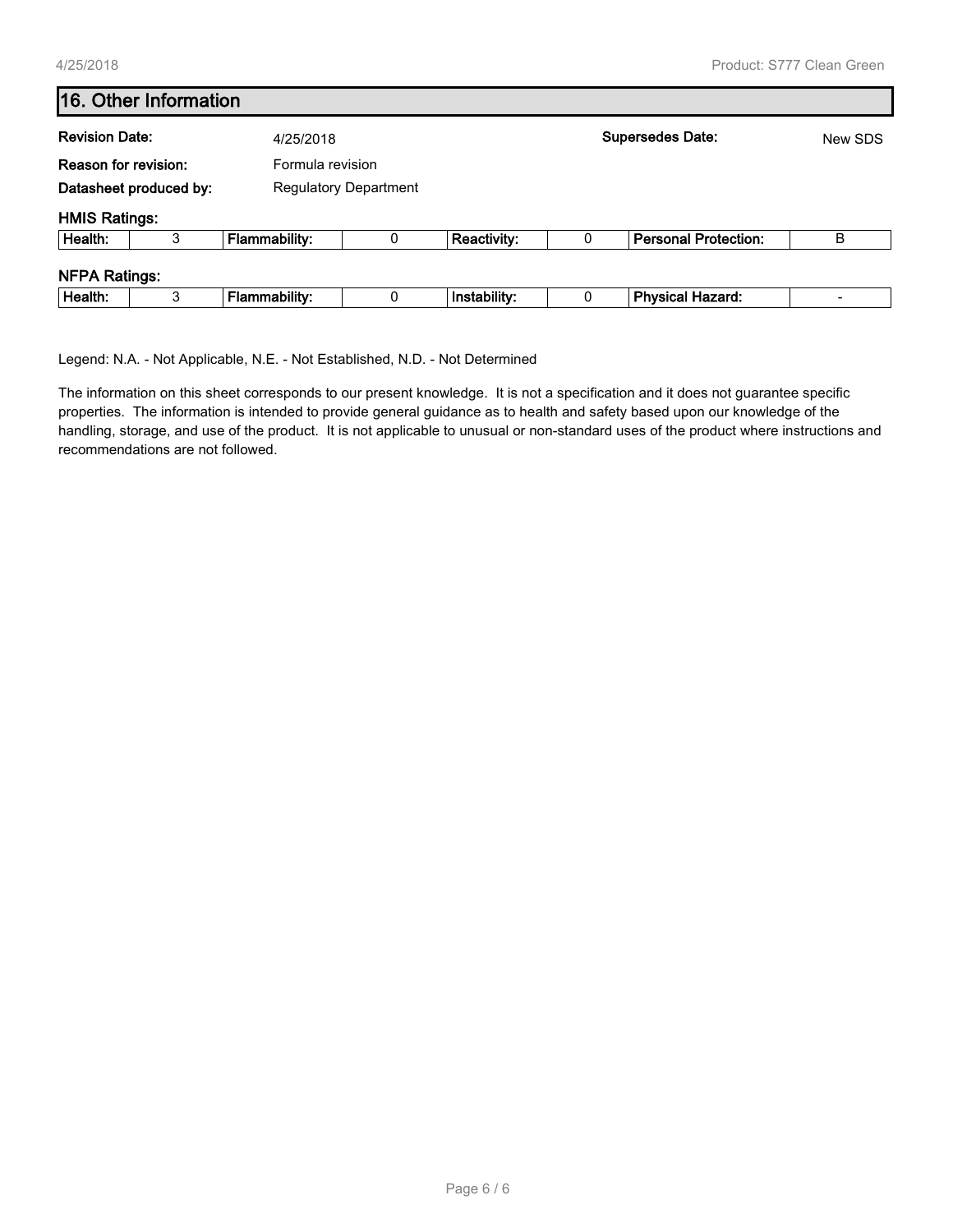## 16. Other Information

**Revision Date:** 4/25/2018 **Supersedes Date:** New SDS

**Reason for revision:** Formula revision

**Datasheet produced by:** Regulatory Department

**HMIS Ratings:**

| | | | | | | | |
|---|---|---|---|---|---|---|---|
| **Health:** | 3 | **Flammability:** | 0 | **Reactivity:** | 0 | **Personal Protection:** | B |

**NFPA Ratings:**

| | | | | | | | |
|---|---|---|---|---|---|---|---|
| **Health:** | 3 | **Flammability:** | 0 | **Instability:** | 0 | **Physical Hazard:** | - |

Legend: N.A. - Not Applicable, N.E. - Not Established, N.D. - Not Determined

The information on this sheet corresponds to our present knowledge. It is not a specification and it does not guarantee specific properties. The information is intended to provide general guidance as to health and safety based upon our knowledge of the handling, storage, and use of the product. It is not applicable to unusual or non-standard uses of the product where instructions and recommendations are not followed.